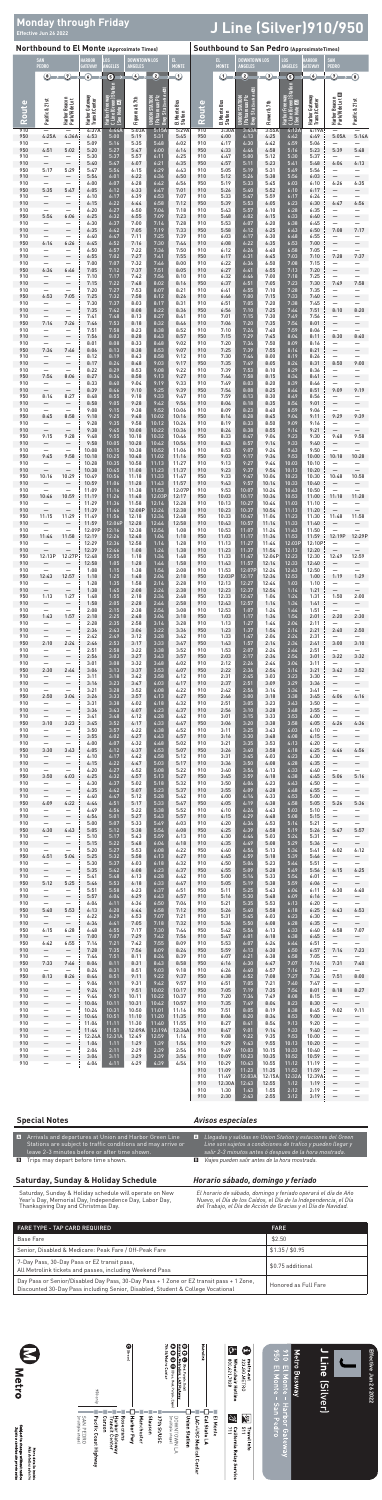#### **Northbound to El Monte (Approximate Times)**

### **Southbound to San Pedro (ApproximateTimes)**

|                   | <b>SAN</b><br><b>PEDRO</b>                                         |                                                              | <b>HARBOR</b><br><b>GATEWAY</b>  | <b>LOS</b><br><b>ANGELES</b>             | <b>DOWNTOWN LOS</b><br><b>ANGELES</b> |                                                          | п.<br><b>MONTE</b>             |                   | EL.<br><b>MONTE</b>        | DOWNTOWN LOS<br>ANGELES                                  |                          | LOS<br><b>ANGELES</b>                                             | <b>HARBOR</b><br><b>GATEWAY</b>  | <b>SAN</b><br><b>PEDRO</b>                                    |                                                              |
|-------------------|--------------------------------------------------------------------|--------------------------------------------------------------|----------------------------------|------------------------------------------|---------------------------------------|----------------------------------------------------------|--------------------------------|-------------------|----------------------------|----------------------------------------------------------|--------------------------|-------------------------------------------------------------------|----------------------------------|---------------------------------------------------------------|--------------------------------------------------------------|
|                   | $\bullet$                                                          | $\Omega$                                                     | $\epsilon$                       | 6                                        | $\left( 4\right)$                     | $\overline{2}$                                           | $\textcircled{\scriptsize{1}}$ |                   | $\left( \mathbf{1}\right)$ | $\overline{2}$                                           | $\Omega$                 | 6                                                                 | $\epsilon$                       | $\left( \overline{7}\right)$                                  | $\overline{\phantom{a}}$ 8                                   |
|                   |                                                                    |                                                              |                                  | Harbor Freeway<br>C Line (Green) Station |                                       |                                                          |                                |                   |                            |                                                          |                          | Harbor Freeway<br>C Line (Green) Station<br>(See Note <b>EX</b> ) |                                  |                                                               |                                                              |
| Route             | Pacific & 21st                                                     | Harbor Beacon<br>Park/Ride Lot                               | Harbor Gateway<br>Transit Center | (See Note <b>E</b>                       | Figueroa & 7th                        | Bwy Sta (See Note El)<br>Patsarouas Plz<br>UNION STATION | El Monte Bus<br>Station        | Route             | El Monte Bus<br>Station    | Bwy Sta (See Note EX)<br>Patsarouas Plz<br>UNION STATION | Flower & 7th             |                                                                   | Harbor Gateway<br>Transit Center | Harbor Beacon<br>Park/Ride Lot <b>E3</b>                      | Pacific & 21st                                               |
| 910               | $\overline{\phantom{0}}$                                           | —                                                            | 4:37A                            | 4:44A                                    | 5:03A                                 | 5:15A                                                    | 5:29A                          | 910               | 3:30A                      | 3:43A                                                    | 3:55A                    | 4:12A                                                             | 4:19A                            | $\overline{\phantom{0}}$                                      | $\overline{\phantom{0}}$                                     |
| 950               | 4:25A                                                              | 4:36A                                                        | 4:53                             | 5:00                                     | 5:19                                  | 5:31                                                     | 5:45                           | 950               | 4:00                       | 4:13                                                     | 4:25                     | 4:42                                                              | 4:49                             | 5:05A                                                         | 5:14A                                                        |
| 910               | $\overline{\phantom{0}}$                                           | $\overline{\phantom{0}}$                                     | 5:09                             | 5:16                                     | 5:35                                  | 5:48                                                     | 6:02                           | 910               | 4:17                       | 4:30                                                     | 4:42                     | 4:59                                                              | 5:06                             |                                                               | —                                                            |
| 950               | 4:51                                                               | 5:02                                                         | 5:20                             | 5:27                                     | 5:47                                  | 6:00                                                     | 6:14                           | 950               | 4:33                       | 4:46                                                     | 4:58                     | 5:16                                                              | 5:23                             | 5:39                                                          | 5:48                                                         |
| 910               | $\overline{\phantom{0}}$                                           | $\overline{\phantom{0}}$                                     | 5:30                             | 5:37                                     | 5:57                                  | 6:11                                                     | 6:25                           | 910               | 4:47                       | 5:00                                                     | 5:12                     | 5:30                                                              | 5:37                             | $\overline{\phantom{0}}$                                      | $\overline{\phantom{0}}$                                     |
| 910<br>950        | 5:17                                                               | $\overline{\phantom{0}}$<br>5:29                             | 5:40<br>5:47                     | 5:47<br>5:54                             | 6:07<br>6:15                          | 6:21<br>6:29                                             | 6:35<br>6:43                   | 950<br>910        | 4:57<br>5:05               | 5:11<br>5:19                                             | 5:23<br>5:31             | 5:41<br>5:49                                                      | 5:48<br>5:56                     | 6:04<br>$\overline{\phantom{0}}$                              | 6:13<br>$\overline{\phantom{0}}$<br>$\overline{\phantom{0}}$ |
| 910<br>910<br>950 | $\overline{\phantom{0}}$<br>$\overline{\phantom{0}}$<br>5:35       | $\overline{\phantom{0}}$<br>$\overline{\phantom{0}}$<br>5:47 | 5:54<br>6:00<br>6:05             | 6:01<br>6:07<br>6:12                     | 6:22<br>6:28<br>6:33                  | 6:36<br>6:42<br>6:47                                     | 6:50<br>6:56<br>7:01           | 910<br>950<br>910 | 5:12<br>5:19<br>5:26       | 5:26<br>5:33<br>5:40                                     | 5:38<br>5:45<br>5:52     | 5:56<br>6:03<br>6:10                                              | 6:03<br>6:10<br>6:17             | 6:26<br>—                                                     | 6:35                                                         |
| 910<br>910        | $\overline{\phantom{0}}$<br>—                                      | $\overline{\phantom{0}}$<br>—                                | 6:10<br>6:15                     | 6:17<br>6:22                             | 6:39<br>6:44                          | 6:53<br>6:58                                             | 7:07<br>7:12                   | 910<br>950        | 5:33<br>5:39               | 5:47<br>5:53                                             | 5:59<br>6:05             | 6:17<br>6:23                                                      | 6:24<br>6:30                     | $\overline{\phantom{0}}$<br>6:47                              | $\overline{\phantom{0}}$<br>—<br>6:56                        |
| 910<br>950        | $\overline{\phantom{0}}$<br>5:54                                   | —<br>6:06                                                    | 6:20<br>6:25                     | 6:27<br>6:32                             | 6:50<br>6:55                          | 7:04<br>7:09                                             | 7:18<br>7:23                   | 910<br>910        | 5:43<br>5:48               | 5:57<br>6:02                                             | 6:10<br>6:15             | 6:28<br>6:33                                                      | 6:35<br>6:40                     | $\overline{\phantom{0}}$                                      | $\overline{\phantom{0}}$                                     |
| 910               |                                                                    |                                                              | 6:30                             | 6:37                                     | 7:00                                  | 7:14                                                     | 7:28                           | 910               | 5:53                       | 6:07                                                     | 6:20                     | 6:38                                                              | 6:45                             | $\overline{\phantom{0}}$                                      | $\overline{\phantom{0}}$                                     |
| 910               | $\overline{\phantom{0}}$                                           | $\overline{\phantom{0}}$                                     | 6:35                             | 6:42                                     | 7:05                                  | 7:19                                                     | 7:33                           | 950               | 5:58                       | 6:12                                                     | 6:25                     | 6:43                                                              | 6:50                             | 7:08                                                          | 7:17                                                         |
| 910               | $\qquad \qquad -$                                                  | $\overline{\phantom{0}}$                                     | 6:40                             | 6:47                                     | 7:11                                  | 7:25                                                     | 7:39                           | 910               | 6:03                       | 6:17                                                     | 6:30                     | 6:48                                                              | 6:55                             |                                                               | —                                                            |
| 950               | 6:14                                                               | 6:26                                                         | 6:45                             | 6:52                                     | 7:16                                  | 7:30                                                     | 7:44                           | 910               | 6:08                       | 6:22                                                     | 6:35                     | 6:53                                                              | 7:00                             | $\overline{\phantom{0}}$                                      | $\overline{\phantom{0}}$                                     |
| 910               | —                                                                  | —                                                            | 6:50                             | 6:57                                     | 7:22                                  | 7:36                                                     | 7:50                           | 910               | 6:12                       | 6:26                                                     | 6:40                     | 6:58                                                              | 7:05                             |                                                               | -                                                            |
| 910               | —                                                                  | —                                                            | 6:55                             | 7:02                                     | 7:27                                  | 7:41                                                     | 7:55                           | 950               | 6:17                       | 6:31                                                     | 6:45                     | 7:03                                                              | 7:10                             | 7:28                                                          | 7:37                                                         |
| 910               | $\overline{\phantom{m}}$                                           | $\qquad \qquad -$                                            | 7:00                             | 7:07                                     | 7:32                                  | 7:46                                                     | 8:00                           | 910               | 6:22                       | 6:36                                                     | 6:50                     | 7:08                                                              | 7:15                             | $\qquad \qquad -$                                             | -                                                            |
| 950               | 6:34                                                               | 6:46                                                         | 7:05                             | 7:12                                     | 7:37                                  | 7:51                                                     | 8:05                           | 910               | 6:27                       | 6:41                                                     | 6:55                     | 7:13                                                              | 7:20                             | —                                                             | $\overline{\phantom{0}}$                                     |
| 910               | $\overline{\phantom{m}}$                                           | $\qquad \qquad -$                                            | 7:10                             | 7:17                                     | 7:42                                  | 7:56                                                     | 8:10                           | 910               | 6:32                       | 6:46                                                     | 7:00                     | 7:18                                                              | 7:25                             | $\overline{\phantom{0}}$                                      | $\overline{\phantom{0}}$                                     |
| 910               | $\overline{\phantom{0}}$                                           | $\overline{\phantom{0}}$                                     | 7:15                             | 7:22                                     | 7:48                                  | 8:02                                                     | 8:16                           | 950               | 6:37                       | 6:51                                                     | 7:05                     | 7:23                                                              | 7:30                             | 7:49                                                          | 7:58                                                         |
| 910               | $\overline{\phantom{0}}$                                           | $\overline{\phantom{0}}$                                     | 7:20                             | 7:27                                     | 7:53                                  | 8:07                                                     | 8:21                           | 910               | 6:41                       | 6:55                                                     | 7:10                     | 7:28                                                              | 7:35                             | $\qquad \qquad -$                                             |                                                              |
| 950<br>910<br>910 | 6:53                                                               | 7:05<br>$\qquad \qquad -$                                    | 7:25<br>7:30<br>7:35             | 7:32<br>7:37<br>7:42                     | 7:58<br>8:03                          | 8:12<br>8:17<br>8:22                                     | 8:26<br>8:31<br>8:36           | 910<br>910<br>950 | 6:46<br>6:51               | 7:00<br>7:05                                             | 7:15<br>7:20<br>7:25     | 7:33<br>7:38<br>7:44                                              | 7:40<br>7:45<br>7:51             | $\overline{\phantom{0}}$<br>—<br>8:10                         | $\overline{\phantom{0}}$<br>$\overline{\phantom{0}}$<br>8:20 |
| 910<br>950        | —<br>$\overline{\phantom{0}}$<br>7:14                              | —<br>—<br>7:26                                               | 7:41<br>7:46                     | 7:48<br>7:53                             | 8:08<br>8:13<br>8:18                  | 8:27<br>8:32                                             | 8:41<br>8:46                   | 910<br>910        | 6:56<br>7:01<br>7:06       | 7:10<br>7:15<br>7:20                                     | 7:30<br>7:35             | 7:49<br>7:54                                                      | 7:56<br>8:01                     | $\overline{\phantom{0}}$                                      | -<br>—                                                       |
| 910               | $\overline{\phantom{0}}$                                           | $\overline{\phantom{0}}$                                     | 7:51                             | 7:58                                     | 8:23                                  | 8:38                                                     | 8:52                           | 910               | 7:10                       | 7:24                                                     | 7:40                     | 7:59                                                              | 8:06                             | $\overline{\phantom{0}}$                                      | $\overline{\phantom{0}}$                                     |
| 910               | $\overline{\phantom{0}}$                                           | $\overline{\phantom{0}}$                                     | 7:56                             | 8:03                                     | 8:28                                  | 8:43                                                     | 8:57                           | 950               | 7:15                       | 7:29                                                     | 7:45                     | 8:04                                                              | 8:11                             | 8:30                                                          | 8:40                                                         |
| 910               | $\qquad \qquad -$                                                  | $\overline{\phantom{0}}$                                     | 8:01                             | 8:08                                     | 8:33                                  | 8:48                                                     | 9:02                           | 910               | 7:20                       | 7:34                                                     | 7:50                     | 8:09                                                              | 8:16                             | —                                                             | -                                                            |
| 950               | 7:34                                                               | 7:46                                                         | 8:06                             | 8:13                                     | 8:38                                  | 8:53                                                     | 9:07                           | 910               | 7:25                       | 7:39                                                     | 7:55                     | 8:14                                                              | 8:21                             | $\overline{\phantom{0}}$                                      | —                                                            |
| 910               |                                                                    | $\overline{\phantom{0}}$                                     | 8:12                             | 8:19                                     | 8:43                                  | 8:58                                                     | 9:12                           | 910               | 7:30                       | 7:44                                                     | 8:00                     | 8:19                                                              | 8:26                             |                                                               | $\overline{\phantom{0}}$                                     |
| 910               | $\qquad \qquad -$                                                  | —                                                            | 8:17                             | 8:24                                     | 8:48                                  | 9:03                                                     | 9:17                           | 950               | 7:35                       | 7:49                                                     | 8:05                     | 8:24                                                              | 8:31                             | 8:50                                                          | 9:00                                                         |
| 910<br>950<br>910 | $\overline{\phantom{0}}$<br>7:54                                   | $\overline{\phantom{0}}$<br>8:06<br>$\overline{\phantom{0}}$ | 8:22<br>8:27<br>8:33             | 8:29<br>8:34<br>8:40                     | 8:53<br>8:58<br>9:04                  | 9:08<br>9:13<br>9:19                                     | 9:22<br>9:27<br>9:33           | 910<br>910<br>910 | 7:39<br>7:44<br>7:49       | 7:53<br>7:58<br>8:03                                     | 8:10<br>8:15<br>8:20     | 8:29<br>8:34<br>8:39                                              | 8:36<br>8:41<br>8:46             | $\overline{\phantom{0}}$<br>—<br>$\overline{\phantom{0}}$     | -<br>—<br>$\overline{\phantom{0}}$                           |
| 910<br>950        | 8:14                                                               | 8:27                                                         | 8:39<br>8:48                     | 8:46<br>8:55                             | 9:10<br>9:18                          | 9:25<br>9:33                                             | 9:39<br>9:47                   | 950<br>910        | 7:54<br>7:59               | 8:08<br>8:13                                             | 8:25<br>8:30             | 8:44<br>8:49                                                      | 8:51<br>8:56                     | 9:09<br>$\overline{\phantom{0}}$                              | 9:19                                                         |
| 910               | —                                                                  | —                                                            | 8:58                             | 9:05                                     | 9:28                                  | 9:42                                                     | 9:56                           | 910               | 8:04                       | 8:18                                                     | 8:35                     | 8:54                                                              | 9:01                             | —                                                             |                                                              |
| 910               | $\qquad \qquad -$                                                  | —                                                            | 9:08                             | 9:15                                     | 9:38                                  | 9:52                                                     | 10:06                          | 910               | 8:09                       | 8:23                                                     | 8:40                     | 8:59                                                              | 9:06                             | $\overline{\phantom{0}}$                                      |                                                              |
| 950               | 8:45                                                               | 8:58                                                         | 9:18                             | 9:25                                     | 9:48                                  | 10:02                                                    | 10:16                          | 950               | 8:14                       | 8:28                                                     | 8:45                     | 9:04                                                              | 9:11                             | 9:29                                                          | 9:39                                                         |
| 910               | $\overline{\phantom{m}}$                                           | $\qquad \qquad -$                                            | 9:28                             | 9:35                                     | 9:58                                  | 10:12                                                    | 10:26                          | 910               | 8:19                       | 8:33                                                     | 8:50                     | 9:09                                                              | 9:16                             | $\overline{\phantom{0}}$                                      | $\overline{\phantom{0}}$                                     |
| 910               | $\qquad \qquad -$                                                  | $\qquad \qquad -$                                            | 9:38                             | 9:45                                     | 10:08                                 | 10:22                                                    | 10:36                          | 910               | 8:24                       | 8:38                                                     | 8:55                     | 9:14                                                              | 9:21                             | $\qquad \qquad -$                                             | $\overline{\phantom{0}}$                                     |
| 950               | 9:15                                                               | 9:28                                                         | 9:48                             | 9:55                                     | 10:18                                 | 10:32                                                    | 10:46                          | 950               | 8:33                       | 8:47                                                     | 9:04                     | 9:23                                                              | 9:30                             | 9:48                                                          | 9:58                                                         |
| 910               | $\qquad \qquad -$                                                  | $\qquad \qquad -$                                            | 9:58                             | 10:05                                    | 10:28                                 | 10:42                                                    | 10:56                          | 910               | 8:43                       | 8:57                                                     | 9:14                     | 9:33                                                              | 9:40                             | $\qquad \qquad -$                                             | $\overline{\phantom{0}}$                                     |
| 910               | $\overline{\phantom{m}}$                                           | $\qquad \qquad -$                                            | 10:08                            | 10:15                                    | 10:38                                 | 10:52                                                    | 11:06                          | 910               | 8:53                       | 9:07                                                     | 9:24                     | 9:43                                                              | 9:50                             | $\qquad \qquad -$                                             | $\overline{\phantom{0}}$                                     |
| 950               | 9:45                                                               | 9:58                                                         | 10:18                            | 10:25                                    | 10:48                                 | 11:02                                                    | 11:16                          | 950               | 9:03                       | 9:17                                                     | 9:34                     | 9:53                                                              | 10:00                            | 10:18                                                         | 10:28                                                        |
| 910               | $\overline{\phantom{m}}$                                           | $\qquad \qquad -$                                            | 10:28                            | 10:35                                    | 10:58                                 | 11:13                                                    | 11:27                          | 910               | 9:13                       | 9:27                                                     | 9:44                     | 10:03                                                             | 10:10                            |                                                               | $\overline{\phantom{0}}$                                     |
| 910               | $\overline{\phantom{0}}$                                           | $\overline{\phantom{0}}$                                     | 10:38                            | 10:45                                    | 11:08                                 | 11:23                                                    | 11:37                          | 910               | 9:23                       | 9:37                                                     | 9:54                     | 10:13                                                             | 10:20                            |                                                               |                                                              |
| 950               | 10:16                                                              | 10:29                                                        | 10:49                            | 10:56                                    | 11:18                                 | 11:33                                                    | 11:47                          | 950               | 9:33                       | 9:47                                                     | 10:04                    | 10:23                                                             | 10:30                            | 10:48                                                         | 10:58                                                        |
| 910               | $\overline{\phantom{0}}$                                           | $\overline{\phantom{0}}$                                     | 10:59                            | 11:06                                    | 11:28                                 | 11:43                                                    | 11:57                          | 910               | 9:43                       | 9:57                                                     | 10:14                    | 10:33                                                             | 10:40                            | —                                                             | <sup>-</sup>                                                 |
| 910               | $\qquad \qquad -$                                                  | $\qquad \qquad -$                                            | 11:09                            | 11:16                                    | 11:38                                 | 11:53                                                    | 12:07P                         | 910               | 9:53                       | 10:07                                                    | 10:24                    | 10:43                                                             | 10:50                            | $\overline{\phantom{0}}$                                      | $\overline{\phantom{0}}$                                     |
| 950               | 10:46                                                              | 10:59                                                        | 11:19                            | 11:26                                    | 11:48                                 | 12:03P                                                   | 12:17                          | 950               | 10:03                      | 10:17                                                    | 10:34                    | 10:53                                                             | 11:00                            | 11:18                                                         | 11:28                                                        |
| 910               | $\qquad \qquad -$                                                  | $\qquad \qquad -$                                            | 11:29                            | 11:36                                    | 11:58                                 | 12:14                                                    | 12:28                          | 910               | 10:13                      | 10:27                                                    | 10:44                    | 11:03                                                             | 11:10                            |                                                               | $\overline{\phantom{0}}$                                     |
| 910               | $\qquad \qquad -$                                                  | $\overline{\phantom{0}}$                                     | 11:39                            | 11:46                                    | 12:08P                                | 12:24                                                    | 12:38                          | 910               | 10:23                      | 10:37                                                    | 10:54                    | 11:13                                                             | 11:20                            |                                                               | $\overline{\phantom{0}}$                                     |
| 950               | 11:15                                                              | 11:29                                                        | 11:49                            | 11:56                                    | 12:18                                 | 12:34                                                    | 12:48                          | 950               | 10:33                      | 10:47                                                    | 11:04                    | 11:23                                                             | 11:30                            | 11:48                                                         | 11:58                                                        |
| 910               | $\qquad \qquad -$                                                  | $\qquad \qquad -$                                            | 11:59                            | 12:06P                                   | 12:28                                 | 12:44                                                    | 12:58                          | 910               | 10:43                      | 10:57                                                    | 11:14                    | 11:33                                                             | 11:40                            | —                                                             | $\overline{\phantom{0}}$                                     |
| 910               | $\overline{\phantom{0}}$                                           | $\qquad \qquad -$                                            | 12:09P                           | 12:16                                    | 12:38                                 | 12:54                                                    | 1:08                           | 910               | 10:53                      | 11:07                                                    | 11:24                    | 11:43                                                             | 11:50                            |                                                               | —                                                            |
| 950               | 11:44                                                              | 11:58                                                        | 12:19                            | 12:26                                    | 12:48                                 | 1:04                                                     | 1:18                           | 950               | 11:03                      | 11:17                                                    | 11:34                    | 11:53                                                             | 11:59                            | 12:19P                                                        | 12:29P                                                       |
| 910               | $\overline{\phantom{0}}$                                           | —                                                            | 12:29                            | 12:36                                    | 12:58                                 | 1:14                                                     | 1:28                           | 910               | 11:13                      | 11:27                                                    | 11:44                    | 12:03P                                                            | 12:10P                           | $\overline{\phantom{0}}$                                      |                                                              |
| 910<br>950<br>910 | $\overline{\phantom{0}}$<br>12:13P<br>$\overline{\phantom{0}}$     | —<br>12:27P<br>$\overline{\phantom{0}}$                      | 12:39<br>12:48<br>12:58          | 12:46<br>12:55<br>1:05                   | 1:08<br>1:18<br>1:28                  | 1:24<br>1:34<br>1:44                                     | 1:38<br>1:48<br>1:58           | 910<br>950<br>910 | 11:23<br>11:33<br>11:43    | 11:37<br>11:47<br>11:57                                  | 11:54<br>12:04P<br>12:14 | 12:13<br>12:23<br>12:33                                           | 12:20<br>12:30<br>12:40          | $\overline{\phantom{0}}$<br>12:49<br>$\overline{\phantom{0}}$ | $\overline{\phantom{0}}$<br>12:59                            |
| 910<br>950        | $\overline{\phantom{0}}$<br>12:43                                  | $\overline{\phantom{0}}$<br>12:57                            | 1:08<br>1:18                     | 1:15<br>1:25                             | 1:38<br>1:48                          | 1:54<br>2:04                                             | 2:08<br>2:18                   | 910<br>950        | 11:53<br>12:03P            | 12:07P<br>12:17                                          | 12:24<br>12:34           | 12:43<br>12:53                                                    | 12:50<br>1:00                    | $\overline{\phantom{0}}$<br>1:19                              | —<br>$\overline{\phantom{0}}$<br>1:29                        |
| 910               | $\qquad \qquad -$                                                  | $\qquad \qquad -$                                            | 1:28                             | 1:35                                     | 1:58                                  | 2:14                                                     | 2:28                           | 910               | 12:13                      | 12:27                                                    | 12:44                    | 1:03                                                              | 1:10                             | $\overline{\phantom{m}}$                                      | —                                                            |
| 910               | $\qquad \qquad -$                                                  | $\qquad \qquad -$                                            | 1:38                             | 1:45                                     | 2:08                                  | 2:24                                                     | 2:38                           | 910               | 12:23                      | 12:37                                                    | 12:54                    | 1:14                                                              | 1:21                             | $\overline{\phantom{0}}$                                      | $\overline{\phantom{0}}$                                     |
| 950               | 1:13                                                               | 1:27                                                         | 1:48                             | 1:55                                     | 2:18                                  | 2:34                                                     | 2:48                           | 950               | 12:33                      | 12:47                                                    | 1:04                     | 1:24                                                              | 1:31                             | 1:50                                                          | 2:00                                                         |
| 910               | $\qquad \qquad -$                                                  | —                                                            | 1:58                             | 2:05                                     | 2:28                                  | 2:44                                                     | 2:58                           | 910               | 12:43                      | 12:57                                                    | 1:14                     | 1:34                                                              | 1:41                             | -                                                             | $\qquad \qquad -$                                            |
| 910               | $\qquad \qquad -$                                                  | $\qquad \qquad -$                                            | 2:08                             | 2:15                                     | 2:38                                  | 2:54                                                     | 3:08                           | 910               | 12:53                      | 1:07                                                     | 1:24                     | 1:44                                                              | 1:51                             | $\qquad \qquad -$                                             | —                                                            |
| 950               | 1:43                                                               | 1:57                                                         | 2:18                             | 2:25                                     | 2:48                                  | 3:04                                                     | 3:18                           | 950               | 1:03                       | 1:17                                                     | 1:34                     | 1:54                                                              | 2:01                             | 2:20                                                          | 2:30                                                         |
| 910               | $\overline{\phantom{m}}$                                           | —                                                            | 2:28                             | 2:35                                     | 2:58                                  | 3:14                                                     | 3:28                           | 910               | 1:13                       | 1:27                                                     | 1:44                     | 2:04                                                              | 2:11                             | $\overline{\phantom{0}}$                                      | —                                                            |
| 910<br>910        | $\qquad \qquad -$<br>$\overline{\phantom{m}}$                      | $\overline{\phantom{0}}$<br>$\overline{\phantom{0}}$         | 2:36<br>2:42                     | 2:43<br>2:49                             | 3:06<br>3:12                          | 3:22<br>3:28                                             | 3:36<br>3:42                   | 950<br>910        | 1:23<br>1:33               | 1:37<br>1:47                                             | 1:54<br>2:04             | 2:14<br>2:24                                                      | 2:21<br>2:31                     | 2:40                                                          | 2:50                                                         |
| 950               | 2:10                                                               | 2:24                                                         | 2:46                             | 2:53                                     | 3:17                                  | 3:33                                                     | 3:47                           | 950               | 1:43                       | 1:57                                                     | 2:14                     | 2:34                                                              | 2:41                             | 3:00                                                          | 3:10                                                         |
| 910               | $\overline{\phantom{m}}$                                           | $\qquad \qquad -$                                            | 2:51                             | 2:58                                     | 3:22                                  | 3:38                                                     | 3:52                           | 910               | 1:53                       | 2:07                                                     | 2:24                     | 2:44                                                              | 2:51                             | —                                                             | -                                                            |
| 910<br>910        | $\overline{\phantom{0}}$<br>$\overline{\phantom{m}}$               | —<br>$\overline{\phantom{0}}$                                | 2:56<br>3:01                     | 3:03<br>3:08                             | 3:27<br>3:32                          | 3:43<br>3:48                                             | 3:57<br>4:02                   | 950<br>910        | 2:03<br>2:12               | 2:17<br>2:26                                             | 2:34<br>2:44             | 2:54<br>3:04                                                      | 3:01<br>3:11                     | 3:22                                                          | 3:32                                                         |
| 950               | 2:30                                                               | 2:44                                                         | 3:06                             | 3:13                                     | 3:37                                  | 3:53                                                     | 4:07                           | 950               | 2:22                       | 2:36                                                     | 2:54                     | 3:14                                                              | 3:21                             | 3:42                                                          | 3:52                                                         |
| 910               | $\overline{\phantom{m}}$                                           | $\qquad \qquad -$                                            | 3:11                             | 3:18                                     | 3:42                                  | 3:58                                                     | 4:12                           | 910               | 2:31                       | 2:45                                                     | 3:03                     | 3:23                                                              | 3:30                             | $\qquad \qquad -$                                             | $\qquad \qquad -$                                            |
| 910               | $\qquad \qquad -$                                                  | $\overline{\phantom{0}}$                                     | 3:16                             | 3:23                                     | 3:47                                  | 4:03                                                     | 4:17                           | 910               | 2:37                       | 2:51                                                     | 3:09                     | 3:29                                                              | 3:36                             | $\overline{\phantom{0}}$                                      | $\overline{\phantom{0}}$                                     |
| 910               | $\qquad \qquad -$                                                  | $\qquad \qquad -$                                            | 3:21                             | 3:28                                     | 3:52                                  | 4:08                                                     | 4:22                           | 910               | 2:42                       | 2:56                                                     | 3:14                     | 3:34                                                              | 3:41                             | —                                                             | —                                                            |
| 950               | 2:50                                                               | 3:04                                                         | 3:26                             | 3:33                                     | 3:57                                  | 4:13                                                     | 4:27                           | 950               | 2:46                       | 3:00                                                     | 3:18                     | 3:38                                                              | 3:45                             | 4:06                                                          | 4:16                                                         |
| 910               | $\qquad \qquad -$                                                  | $\qquad \qquad -$                                            | 3:31                             | 3:38                                     | 4:02                                  | 4:18                                                     | 4:32                           | 910               | 2:51                       | 3:05                                                     | 3:23                     | 3:43                                                              | 3:50                             | $\qquad \qquad -$                                             | $\overline{\phantom{0}}$                                     |
| 910               | $\overline{\phantom{0}}$                                           | —                                                            | 3:36                             | 3:43                                     | 4:07                                  | 4:23                                                     | 4:37                           | 910               | 2:56                       | 3:10                                                     | 3:28                     | 3:48                                                              | 3:55                             | —                                                             | —                                                            |
| 910<br>950<br>910 | $\qquad \qquad -$<br>3:10<br>$\overline{\phantom{0}}$              | —<br>3:23<br>$\overline{\phantom{0}}$                        | 3:41<br>3:45<br>3:50             | 3:48<br>3:52<br>3:57                     | 4:12<br>4:17<br>4:22                  | 4:28<br>4:33<br>4:38                                     | 4:42<br>4:47<br>4:52           | 910<br>950<br>910 | 3:01<br>3:06<br>3:11       | 3:15<br>3:20<br>3:25                                     | 3:33<br>3:38<br>3:43     | 3:53<br>3:58<br>4:03                                              | 4:00<br>4:05<br>4:10             | —<br>4:26<br>$\overline{\phantom{0}}$                         | $\overline{\phantom{0}}$<br>4:36                             |
| 910               | $\qquad \qquad -$                                                  | —                                                            | 3:55                             | 4:02                                     | 4:27                                  | 4:43                                                     | 4:57                           | 910               | 3:16                       | 3:30                                                     | 3:48                     | 4:08                                                              | 4:15                             | —                                                             | $\overline{\phantom{0}}$                                     |
| 910               | —                                                                  | $\overline{\phantom{0}}$                                     | 4:00                             | 4:07                                     | 4:32                                  | 4:48                                                     | 5:02                           | 910               | 3:21                       | 3:35                                                     | 3:53                     | 4:13                                                              | 4:20                             | $\overline{\phantom{0}}$                                      |                                                              |
| 950               | 3:30                                                               | 3:43                                                         | 4:05                             | 4:12                                     | 4:37                                  | 4:53                                                     | 5:07                           | 950               | 3:26                       | 3:40                                                     | 3:58                     | 4:18                                                              | 4:25                             | 4:46                                                          | 4:56                                                         |
| 910               | $\qquad \qquad -$                                                  | $\qquad \qquad -$                                            | 4:10                             | 4:17                                     | 4:42                                  | 4:58                                                     | 5:12                           | 910               | 3:31                       | 3:45                                                     | 4:03                     | 4:23                                                              | 4:30                             | —                                                             | -                                                            |
| 910<br>910<br>950 | $\overline{\phantom{0}}$<br>$\overline{\phantom{0}}$<br>3:50       | $\qquad \qquad -$<br>$\overline{\phantom{0}}$<br>4:03        | 4:15<br>4:20                     | 4:22<br>4:27<br>4:32                     | 4:47<br>4:52<br>4:57                  | 5:03<br>5:08<br>5:13                                     | 5:17<br>5:22<br>5:27           | 910<br>910<br>950 | 3:36<br>3:40<br>3:45       | 3:50<br>3:54<br>3:59                                     | 4:08<br>4:13<br>4:18     | 4:28<br>4:33<br>4:38                                              | 4:35<br>4:40<br>4:45             | $\qquad \qquad -$<br>$\overline{\phantom{0}}$<br>5:06         | $\overline{\phantom{0}}$<br>—<br>5:16                        |
| 910<br>910        | $\qquad \qquad -$<br>$\overline{\phantom{0}}$                      | $\qquad \qquad -$<br>$\qquad \qquad -$                       | 4:25<br>4:30<br>4:35             | 4:37<br>4:42                             | 5:02<br>5:07                          | 5:18<br>5:23                                             | 5:32<br>5:37                   | 910<br>910        | 3:50<br>3:55               | 4:04<br>4:09                                             | 4:23<br>4:28             | 4:43<br>4:48                                                      | 4:50<br>4:55                     | $\qquad \qquad -$<br>$\qquad \qquad -$                        | -<br>$\overline{\phantom{0}}$                                |
| 910               | $\qquad \qquad -$                                                  | $\overline{\phantom{0}}$                                     | 4:40                             | 4:47                                     | 5:12                                  | 5:28                                                     | 5:42                           | 910               | 4:00                       | 4:14                                                     | 4:33                     | 4:53                                                              | 5:00                             | $\overline{\phantom{0}}$                                      | —                                                            |
| 950               | 4:09                                                               | 4:22                                                         | 4:44                             | 4:51                                     | 5:17                                  | 5:33                                                     | 5:47                           | 950               | 4:05                       | 4:19                                                     | 4:38                     | 4:58                                                              | 5:05                             | 5:26                                                          | 5:36                                                         |
| 910               | $\qquad \qquad -$                                                  | $\qquad \qquad -$                                            | 4:49                             | 4:56                                     | 5:22                                  | 5:38                                                     | 5:52                           | 910               | 4:10                       | 4:24                                                     | 4:43                     | 5:03                                                              | 5:10                             |                                                               | -                                                            |
| 910               | $\qquad \qquad -$                                                  | $\qquad \qquad -$                                            | 4:54                             | 5:01                                     | 5:27                                  | 5:43                                                     | 5:57                           | 910               | 4:15                       | 4:29                                                     | 4:48                     | 5:08                                                              | 5:15                             | $\qquad \qquad -$                                             | $\overline{\phantom{0}}$                                     |
| 910<br>950<br>910 | $\qquad \qquad -$<br>4:30                                          | $\overline{\phantom{0}}$<br>4:43                             | 5:00<br>5:05<br>5:10             | 5:07<br>5:12<br>5:17                     | 5:33<br>5:38<br>5:43                  | 5:49<br>5:54<br>5:59                                     | 6:03<br>6:08<br>6:13           | 910<br>950<br>910 | 4:20<br>4:25<br>4:30       | 4:34<br>4:39<br>4:44                                     | 4:53<br>4:58<br>5:03     | 5:14<br>5:19<br>5:24                                              | 5:21<br>5:26<br>5:31             | $\overline{\phantom{0}}$<br>5:47                              | $\qquad \qquad -$<br>5:57                                    |
| 910<br>910        | $\overline{\phantom{m}}$<br>$\qquad \qquad -$<br>$\qquad \qquad -$ | —<br>$\qquad \qquad -$<br>$\overline{\phantom{0}}$           | 5:15<br>5:20                     | 5:22<br>5:27                             | 5:48<br>5:53                          | 6:04<br>6:08                                             | 6:18<br>6:22                   | 910<br>950        | 4:35<br>4:40               | 4:49<br>4:54                                             | 5:08<br>5:13             | 5:29<br>5:34                                                      | 5:36<br>5:41                     | $\qquad \qquad -$<br>$\overline{\phantom{0}}$<br>6:02         | -<br>$\overline{\phantom{0}}$<br>6:12                        |
| 950               | 4:51                                                               | 5:04                                                         | 5:25                             | 5:32                                     | 5:58                                  | 6:13                                                     | 6:27                           | 910               | 4:45                       | 4:59                                                     | 5:18                     | 5:39                                                              | 5:46                             | —                                                             | $\overline{\phantom{0}}$                                     |
| 910               | $\qquad \qquad -$                                                  | $\qquad \qquad -$                                            | 5:30                             | 5:37                                     | 6:03                                  | 6:18                                                     | 6:32                           | 910               | 4:50                       | 5:04                                                     | 5:23                     | 5:44                                                              | 5:51                             | $\qquad \qquad -$                                             | $\overline{\phantom{0}}$                                     |
| 910               | $\overline{\phantom{0}}$                                           | $\overline{\phantom{0}}$                                     | 5:35                             | 5:42                                     | 6:08                                  | 6:23                                                     | 6:37                           | 950               | 4:55                       | 5:09                                                     | 5:28                     | 5:49                                                              | 5:56                             | 6:15                                                          | 6:25                                                         |
| 910               | $\qquad \qquad -$                                                  | $\qquad \qquad -$                                            | 5:41                             | 5:48                                     | 6:13                                  | 6:28                                                     | 6:42                           | 910               | 5:00                       | 5:14                                                     | 5:33                     | 5:54                                                              | 6:01                             | $\qquad \qquad -$                                             | -                                                            |
| 950<br>910<br>910 | 5:12<br>$\overline{\phantom{m}}$<br>$\overline{\phantom{0}}$       | 5:25<br>$\qquad \qquad -$<br>$\qquad \qquad -$               | 5:46<br>5:51<br>5:57             | 5:53<br>5:58<br>6:04                     | 6:18<br>6:23<br>6:29                  | 6:33<br>6:37<br>6:43                                     | 6:47<br>6:51<br>6:57           | 910<br>950<br>910 | 5:05<br>5:11<br>5:16       | 5:19<br>5:25<br>5:30                                     | 5:38<br>5:43<br>5:48     | 5:59<br>6:04<br>6:09                                              | 6:06<br>6:11<br>6:16             | $\overline{\phantom{0}}$<br>6:30                              | $\overline{\phantom{0}}$<br>6:40                             |
| 910<br>950        | $\qquad \qquad -$<br>5:40                                          | —<br>5:53                                                    | 6:04<br>6:13                     | 6:11<br>6:20                             | 6:36<br>6:44                          | 6:50<br>6:58                                             | 7:04<br>7:12                   | 910<br>950        | 5:21<br>5:26               | 5:35<br>5:40                                             | 5:53<br>5:58             | 6:13<br>6:18                                                      | 6:20<br>6:25                     | $\overline{\phantom{0}}$<br>$\qquad \qquad -$<br>6:43         | —<br>$\overline{\phantom{0}}$<br>6:53                        |
| 910               | $\overline{\phantom{m}}$                                           | $\qquad \qquad -$                                            | 6:22                             | 6:29                                     | 6:53                                  | 7:07                                                     | 7:21                           | 910               | 5:31                       | 5:45                                                     | 6:03                     | 6:23                                                              | 6:30                             | $\qquad \qquad -$                                             | —                                                            |
| 910               | $\qquad \qquad -$                                                  | $\qquad \qquad -$                                            | 6:34                             | 6:41                                     | 7:05                                  | 7:18                                                     | 7:32                           | 910               | 5:36                       | 5:50                                                     | 6:08                     | 6:28                                                              | 6:35                             | $\overline{\phantom{0}}$                                      | $\overline{\phantom{0}}$                                     |
| 950               | 6:15                                                               | 6:28                                                         | 6:48                             | 6:55                                     | 7:17                                  | 7:30                                                     | 7:44                           | 950               | 5:42                       | 5:56                                                     | 6:13                     | 6:33                                                              | 6:40                             | 6:58                                                          | 7:07                                                         |
| 910               | $\qquad \qquad -$                                                  | $\qquad \qquad -$                                            | 7:00                             | 7:07                                     | 7:29                                  | 7:42                                                     | 7:56                           | 910               | 5:47                       | 6:01                                                     | 6:18                     | 6:38                                                              | 6:45                             | —                                                             | $\overline{\phantom{0}}$                                     |
| 950               | 6:42                                                               | 6:55                                                         | 7:14                             | 7:21                                     | 7:42                                  | 7:55                                                     | 8:09                           | 910               | 5:53                       | 6:07                                                     | 6:24                     | 6:44                                                              | 6:51                             | $\overline{\phantom{0}}$                                      | $\overline{\phantom{0}}$                                     |
| 910               | $\qquad \qquad -$                                                  | $\qquad \qquad -$                                            | 7:28                             | 7:35                                     | 7:56                                  | 8:09                                                     | 8:24                           | 950               | 5:59                       | 6:13                                                     | 6:30                     | 6:50                                                              | 6:57                             | 7:14                                                          | 7:23                                                         |
| 910               | $\qquad \qquad -$                                                  | —                                                            | 7:44                             | 7:51                                     | 8:11                                  | 8:24                                                     | 8:39                           | 910               | 6:07                       | 6:21                                                     | 6:38                     | 6:58                                                              | 7:05                             | $\qquad \qquad -$                                             | —                                                            |
| 950               | 7:33                                                               | 7:46                                                         | 8:04                             | 8:11                                     | 8:31                                  | 8:43                                                     | 8:58                           | 950               | 6:16                       | 6:30                                                     | 6:47                     | 7:07                                                              | 7:14                             | 7:31                                                          | 7:40                                                         |
| 910               | $\qquad \qquad -$                                                  | $\qquad \qquad -$                                            | 8:24                             | 8:31                                     | 8:51                                  | 9:03                                                     | 9:18                           | 910               | 6:26                       | 6:40                                                     | 6:57                     | 7:16                                                              | 7:23                             | $\overline{\phantom{0}}$                                      | $\overline{\phantom{0}}$                                     |
| 950               | 8:13                                                               | 8:26                                                         | 8:44                             | 8:51                                     | 9:11                                  | 9:22                                                     | 9:37                           | 950               | 6:38                       | 6:52                                                     | 7:08                     | 7:27                                                              | 7:34                             | 7:51                                                          | 8:00                                                         |
| 910               | $\overline{\phantom{m}}$                                           | —                                                            | 9:04                             | 9:11                                     | 9:31                                  | 9:42                                                     | 9:57                           | 910               | 6:51                       | 7:05                                                     | 7:21                     | 7:40                                                              | 7:47                             | $\overline{\phantom{0}}$                                      | —                                                            |
| 910               | $\overline{\phantom{0}}$                                           | $\overline{\phantom{0}}$                                     | 9:24                             | 9:31                                     | 9:51                                  | 10:02                                                    | 10:17                          | 950               | 7:05                       | 7:19                                                     | 7:35                     | 7:54                                                              | 8:01                             | 8:18                                                          | 8:27                                                         |
| 910               | $\overline{\phantom{m}}$                                           | $\overline{\phantom{0}}$                                     | 9:44                             | 9:51                                     | 10:11                                 | 10:22                                                    | 10:37                          | 910               | 7:20                       | 7:34                                                     | 7:49                     | 8:08                                                              | 8:15                             | $\overline{\phantom{0}}$                                      | $\overline{\phantom{0}}$                                     |
| 910               | —                                                                  | $\qquad \qquad -$                                            | 10:04                            | 10:11                                    | 10:31                                 | 10:42                                                    | 10:57                          | 910               | 7:35                       | 7:49                                                     | 8:04                     | 8:23                                                              | 8:30                             | $\qquad \qquad -$                                             | $\overline{\phantom{0}}$                                     |
| 910               | $\qquad \qquad -$                                                  | $\qquad \qquad -$                                            | 10:24                            | 10:31                                    | 10:50                                 | 11:01                                                    | 11:16                          | 950               | 7:51                       | 8:05                                                     | 8:19                     | 8:38                                                              | 8:45                             | 9:02                                                          | 9:11                                                         |
| 910               | $\qquad \qquad -$                                                  | $\qquad \qquad -$                                            | 10:44                            | 10:51                                    | 11:10                                 | 11:20                                                    | 11:35                          | 910               | 8:06                       | 8:20                                                     | 8:34                     | 8:53                                                              | 9:00                             | $\qquad \qquad -$                                             | —                                                            |
| 910               | $\overline{\phantom{m}}$                                           | $\qquad \qquad -$                                            | 11:04                            | 11:11                                    | 11:30                                 | 11:40                                                    | 11:55                          | 910               | 8:27                       | 8:41                                                     | 8:54                     | 9:13                                                              | 9:20                             | $\overline{\phantom{m}}$                                      | $\qquad \qquad -$                                            |
| 910               | $\qquad \qquad -$                                                  | $\overline{\phantom{0}}$                                     | 11:44                            | 11:51                                    | 12:09A                                | 12:19A                                                   | 12:34A                         | 910               | 8:47                       | 9:01                                                     | 9:14                     | 9:33                                                              | 9:40                             | $\overline{\phantom{0}}$                                      | $\Rightarrow$                                                |
| 910               | $\overline{\phantom{m}}$                                           | $\qquad \qquad -$                                            | 12:24A                           | 12:31A                                   | 12:49                                 | 12:59                                                    | 1:14                           | 910               | 9:08                       | 9:22                                                     | 9:35                     | 9:53                                                              | 10:00                            | $\overline{\phantom{m}}$                                      | -                                                            |
| 910               | $\qquad \qquad -$                                                  | $\qquad \qquad -$                                            | 1:04                             | 1:11                                     | 1:29                                  | 1:39                                                     | 1:54                           | 910               | 9:29                       | 9:43                                                     | 9:55                     | 10:13                                                             | 10:20                            | $\overline{\phantom{0}}$                                      | $\overline{\phantom{0}}$                                     |
| 910               | —                                                                  | -                                                            | 2:04                             | 2:11                                     | 2:29                                  | 2:39                                                     | 2:54                           | 910               | 9:49                       | 10:03                                                    | 10:15                    | 10:33                                                             | 10:40                            | -                                                             | -                                                            |
| 910               | —                                                                  | —                                                            | 3:04                             | 3:11                                     | 3:29                                  | 3:39                                                     | 3:54                           | 910               | 10:09                      | 10:23                                                    | 10:35                    | 10:52                                                             | 10:59                            | —                                                             | —                                                            |
| 910               |                                                                    | —                                                            | 4:04                             | 4:11                                     | 4:29                                  | 4:39                                                     | 4:54                           | 910<br>910        | 10:29<br>11:09             | 10:43<br>11:23                                           | 10:55<br>11:35           | 11:12<br>11:52                                                    | 11:19<br>11:59                   | $\overline{\phantom{m}}$<br>$\overline{\phantom{0}}$          | —<br>$\overline{\phantom{0}}$                                |
|                   |                                                                    |                                                              |                                  |                                          |                                       |                                                          |                                | 910<br>910<br>910 | 11:49<br>12:30A<br>1:30    | 12:03A<br>12:43<br>1:43                                  | 12:15A<br>12:55<br>1:55  | 12:32A<br>1:12<br>2:12                                            | 12:39A<br>1:19<br>2:19           | $\overline{\phantom{0}}$<br>$\qquad \qquad -$                 | —                                                            |

2:30 2:43 2:55 3:12 3:19 — —

**Effective Jun 26 2022**

# **J Line (Silver)910/950**

#### **Saturday, Sunday & Holiday Schedule**

Saturday, Sunday & Holiday schedule will operate on New Year's Day, Memorial Day, Independence Day, Labor Day, Thanksgiving Day and Christmas Day.

O lGreen)

#### *Horario sábado, domingo y feriado*

*El horario de sábado, domingo y feriado operará el día de Año Nuevo, el Día de los Caídos, el Día de la Independencia, el Día del Trabajo, el Día de Acción de Gracias y el Día de Navidad.*

| <b>FARE TYPE - TAP CARD REQUIRED</b>                                                                                                                                       | <b>FARE</b>          |
|----------------------------------------------------------------------------------------------------------------------------------------------------------------------------|----------------------|
| Base Fare                                                                                                                                                                  | \$2.50               |
| Senior, Disabled & Medicare: Peak Fare / Off-Peak Fare                                                                                                                     | \$1.35 / \$0.95      |
| 7-Day Pass, 30-Day Pass or EZ transit pass,<br>All Metrolink tickets and passes, including Weekend Pass                                                                    | \$0.75 additional    |
| Day Pass or Senior/Disabled Day Pass, 30-Day Pass + 1 Zone or EZ transit pass + 1 Zone,<br>Discounted 30-Day Pass including Senior, Disabled, Student & College Vocational | Honored as Full Fare |



| <b>Special Notes</b>                                                                                                                                                             | <b>Avisos especiales</b> |                                                                                                                                                                                       |  |  |  |
|----------------------------------------------------------------------------------------------------------------------------------------------------------------------------------|--------------------------|---------------------------------------------------------------------------------------------------------------------------------------------------------------------------------------|--|--|--|
| <b>A</b> Arrivals and departures at Union and Harbor Green Line<br>Stations are subject to traffic conditions and may arrive or<br>leave 2-3 minutes before or after time shown. |                          | ■ Llegadas y salidas en Union Station y estaciones del Green<br>Line son sujetos a condiciones de trafico y pueden llegar y<br>salir 2-3 minutos antes ó despues de la hora mostrada. |  |  |  |
| <b>El</b> Trips may depart before time shown.                                                                                                                                    | В                        | Viajes pueden salir antes de la hora mostrada.                                                                                                                                        |  |  |  |



| Subject to change without notice<br>Subject to change without notice | <b>Metro</b>                                                               |
|----------------------------------------------------------------------|----------------------------------------------------------------------------|
| More details inside<br>Más detalles adentro                          | E                                                                          |
| (multiple stops)<br>SAN PEDRO                                        |                                                                            |
| Pacific<br>Carson<br>Coast<br>Highway                                | 950 only                                                                   |
| Rosecrans<br>Harbor Gateway<br>Transit Center                        |                                                                            |
| Harbor Fwy                                                           | O lGreen]                                                                  |
| Manchester                                                           |                                                                            |
| Slauson                                                              |                                                                            |
| 37th St/USC                                                          | 7th St/Metro Center                                                        |
| (multiple stops)<br>DOWNTOWN<br>$\overline{ }$<br>$\triangleright$   | O O O B (Blue, Red, Purple, Expo)                                          |
| ௪<br><b>Union Station</b>                                            | <b>a</b><br><b>O O Red, Priple, Gold</b><br>Amtrak, Metrolink, LAX FlyAway |
| ا ک<br>LAC+USC Medical Center                                        |                                                                            |
| Cal State<br>Ē<br>⋗                                                  | Metrolink                                                                  |
| . 1 = m<br>El Monte                                                  |                                                                            |
| رن<br>California Relay<br>711<br>Service                             | ᢉᡴ<br>8287 7828<br>Wheelchair Hotline                                      |
| 哈<br>Travel Info<br>511                                              | Œ<br>323 GO METRO<br>metro net                                             |
|                                                                      |                                                                            |
| San Pedro                                                            | 020<br>円<br><b>Monte</b>                                                   |
| <b>Harbor</b><br>Gateway                                             | ÷G,<br>$\tilde{a}$<br>д<br><b>Monte</b>                                    |
|                                                                      | <b>Metro</b><br>Busway                                                     |
|                                                                      |                                                                            |
|                                                                      | Line (Silver)                                                              |
|                                                                      |                                                                            |
|                                                                      | Effective Jun 26 2022                                                      |
|                                                                      |                                                                            |